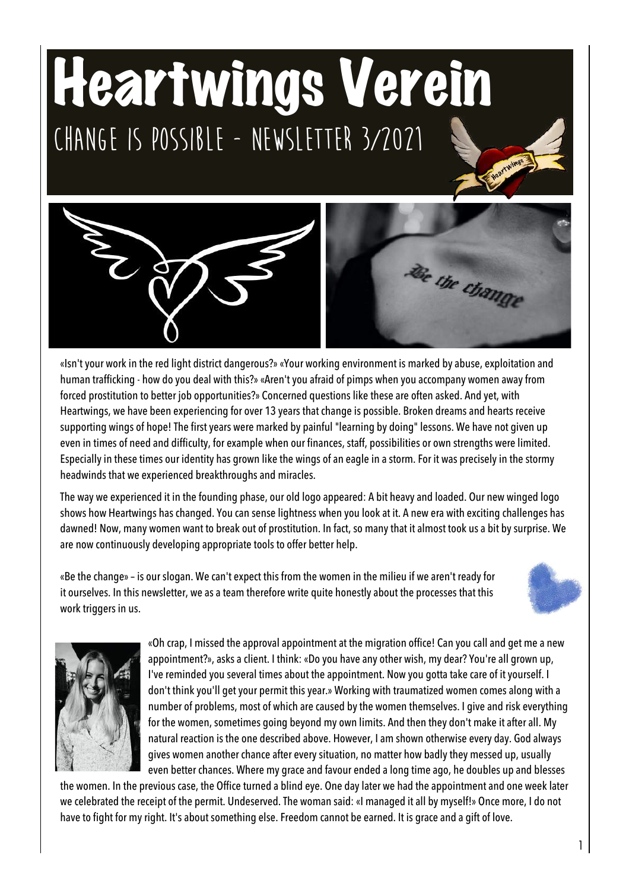# Heartwings Verein

## CHANGE IS POSSIBLE - NEWSLETTER 3/2021

«Isn't your work in the red light district dangerous?» «Your working environment is marked by abuse, exploitation and human trafficking - how do you deal with this?» «Aren't you afraid of pimps when you accompany women away from forced prostitution to better job opportunities?» Concerned questions like these are often asked. And yet, with Heartwings, we have been experiencing for over 13 years that change is possible. Broken dreams and hearts receive supporting wings of hope! The first years were marked by painful "learning by doing" lessons. We have not given up even in times of need and difficulty, for example when our finances, staff, possibilities or own strengths were limited. Especially in these times our identity has grown like the wings of an eagle in a storm. For it was precisely in the stormy headwinds that we experienced breakthroughs and miracles.

The way we experienced it in the founding phase, our old logo appeared: A bit heavy and loaded. Our new winged logo shows how Heartwings has changed. You can sense lightness when you look at it. A new era with exciting challenges has dawned! Now, many women want to break out of prostitution. In fact, so many that it almost took us a bit by surprise. We are now continuously developing appropriate tools to offer better help.

«Be the change» – is our slogan. We can't expect this from the women in the milieu if we aren't ready for it ourselves. In this newsletter, we as a team therefore write quite honestly about the processes that this work triggers in us.

«Oh crap, I missed the approval appointment at the migration office! Can you call and get me a new appointment?», asks a client. I think: «Do you have any other wish, my dear? You're all grown up, I've reminded you several times about the appointment. Now you gotta take care of it yourself. I don't think you'll get your permit this year.» Working with traumatized women comes along with a number of problems, most of which are caused by the women themselves. I give and risk everything for the women, sometimes going beyond my own limits. And then they don't make it after all. My natural reaction is the one described above. However, I am shown otherwise every day. God always gives women another chance after every situation, no matter how badly they messed up, usually even better chances. Where my grace and favour ended a long time ago, he doubles up and blesses the women. In the previous case, the Office turned a blind eye. One day later we had the appointment and one week later we celebrated the receipt of the permit. Undeserved. The woman said: «I managed it all by myself!» Once more, I do not have to fight for my right. It's about something else. Freedom cannot be earned. It is grace and a gift of love.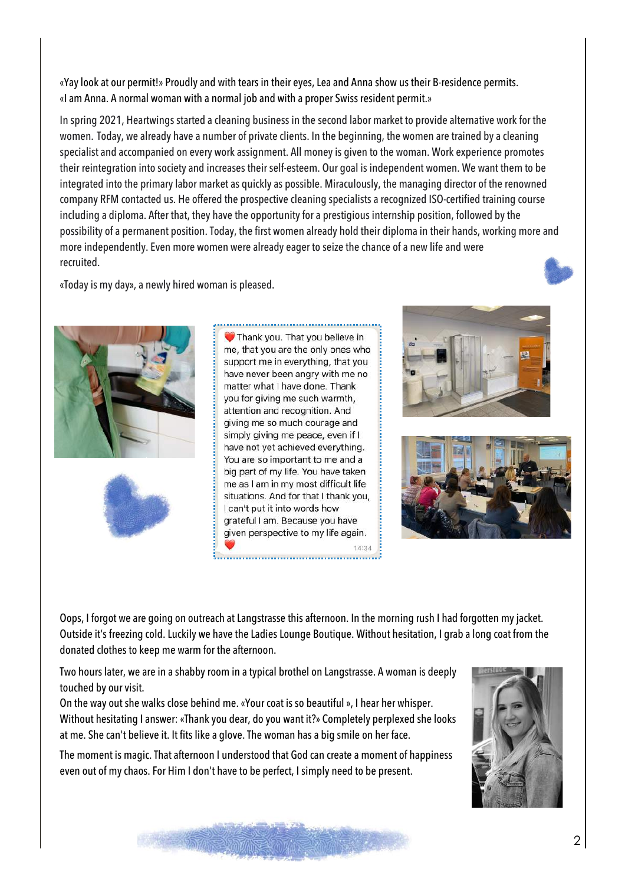«Yay look at our permit!» Proudly and with tears in their eyes, Lea and Anna show us their B-residence permits. «I am Anna. A normal woman with a normal job and with a proper Swiss resident permit.»

In spring 2021, Heartwings started a cleaning business in the second labor market to provide alternative work for the women. Today, we already have a number of private clients. In the beginning, the women are trained by a cleaning specialist and accompanied on every work assignment. All money is given to the woman. Work experience promotes their reintegration into society and increases their self-esteem. Our goal is independent women. We want them to be integrated into the primary labor market as quickly as possible. Miraculously, the managing director of the renowned company RFM contacted us. He offered the prospective cleaning specialists a recognized ISO-certified training course including a diploma. After that, they have the opportunity for a prestigious internship position, followed by the possibility of a permanent position. Today, the first women already hold their diploma in their hands, working more and more independently. Even more women were already eager to seize the chance of a new life and were recruited.

«Today is my day», a newly hired woman is pleased.

❤️ Thank you. That you believe in me, that you are the only ones who support me in everything, that you have never been angry with me no matter what I have done. Thank you for giving me such warmth, attention and recognition. And giving me so much courage and simply giving me peace, even if I have not yet achieved everything. You are so important to me and a big part of my life. You have taken me as I am in my most difficult life situations. And for that I thank you, I can't put it into words how grateful I am. Because you have given perspective to my life again. ❤️ 14:34

Oops, I forgot we are going on outreach at Langstrasse this afternoon. In the morning rush I had forgotten my jacket. Outside it's freezing cold. Luckily we have the Ladies Lounge Boutique. Without hesitation, I grab a long coat from the donated clothes to keep me warm for the afternoon.

Two hours later, we are in a shabby room in a typical brothel on Langstrasse. A woman is deeply touched by our visit.
On the way out she walks close behind me. «Your coat is so beautiful », I hear her whisper. Without hesitating I answer: «Thank you dear, do you want it?» Completely perplexed she looks at me. She can't believe it. It fits like a glove. The woman has a big smile on her face.

The moment is magic. That afternoon I understood that God can create a moment of happiness even out of my chaos. For Him I don't have to be perfect, I simply need to be present.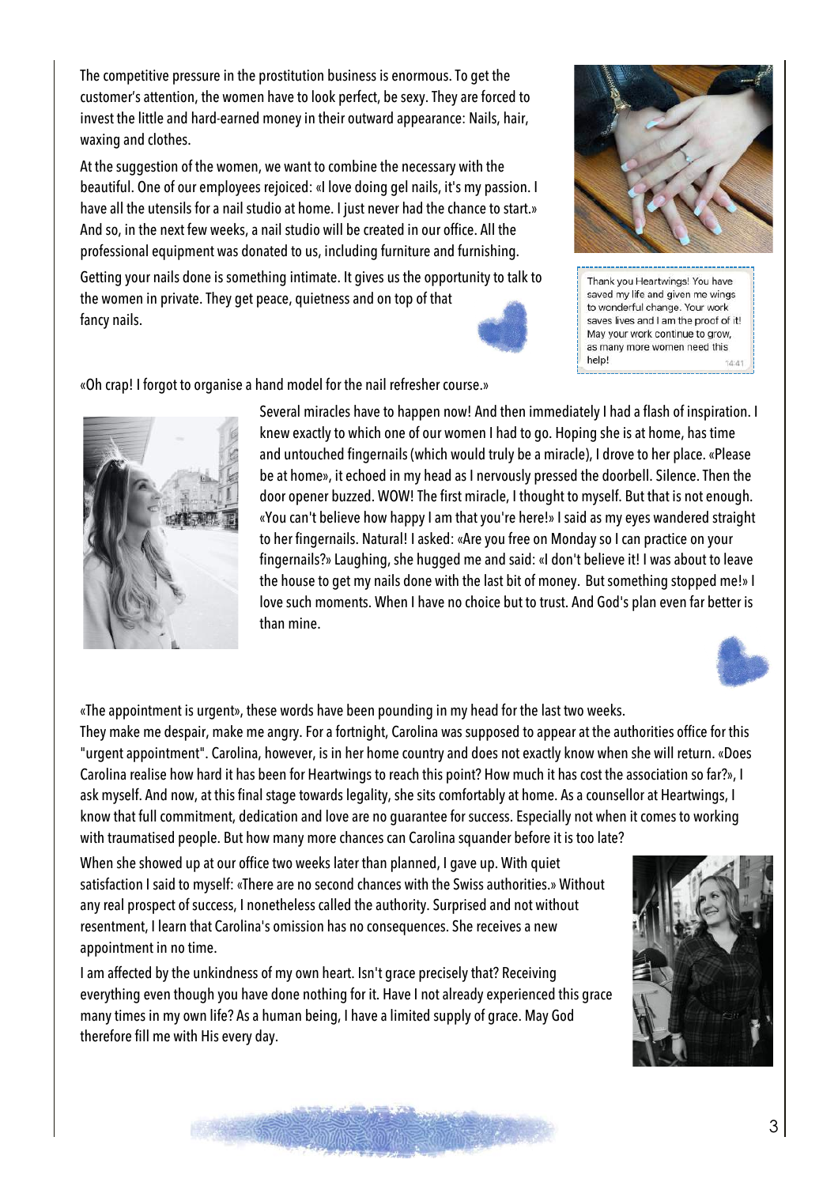The competitive pressure in the prostitution business is enormous. To get the customer's attention, the women have to look perfect, be sexy. They are forced to invest the little and hard-earned money in their outward appearance: Nails, hair, waxing and clothes.

At the suggestion of the women, we want to combine the necessary with the beautiful. One of our employees rejoiced: «I love doing gel nails, it's my passion. I have all the utensils for a nail studio at home. I just never had the chance to start.» And so, in the next few weeks, a nail studio will be created in our office. All the professional equipment was donated to us, including furniture and furnishing.

Getting your nails done is something intimate. It gives us the opportunity to talk to the women in private. They get peace, quietness and on top of that fancy nails.

Thank you Heartwings! You have saved my life and given me wings to wonderful change. Your work saves lives and I am the proof of it! May your work continue to grow, as many more women need this help! 14:41

«Oh crap! I forgot to organise a hand model for the nail refresher course.»

Several miracles have to happen now! And then immediately I had a flash of inspiration. I knew exactly to which one of our women I had to go. Hoping she is at home, has time and untouched fingernails (which would truly be a miracle), I drove to her place. «Please be at home», it echoed in my head as I nervously pressed the doorbell. Silence. Then the door opener buzzed. WOW! The first miracle, I thought to myself. But that is not enough. «You can't believe how happy I am that you're here!» I said as my eyes wandered straight to her fingernails. Natural! I asked: «Are you free on Monday so I can practice on your fingernails?» Laughing, she hugged me and said: «I don't believe it! I was about to leave the house to get my nails done with the last bit of money. But something stopped me!» I love such moments. When I have no choice but to trust. And God's plan even far better is than mine.

«The appointment is urgent», these words have been pounding in my head for the last two weeks. They make me despair, make me angry. For a fortnight, Carolina was supposed to appear at the authorities office for this "urgent appointment". Carolina, however, is in her home country and does not exactly know when she will return. «Does Carolina realise how hard it has been for Heartwings to reach this point? How much it has cost the association so far?», I ask myself. And now, at this final stage towards legality, she sits comfortably at home. As a counsellor at Heartwings, I know that full commitment, dedication and love are no guarantee for success. Especially not when it comes to working with traumatised people. But how many more chances can Carolina squander before it is too late?

When she showed up at our office two weeks later than planned, I gave up. With quiet satisfaction I said to myself: «There are no second chances with the Swiss authorities.» Without any real prospect of success, I nonetheless called the authority. Surprised and not without resentment, I learn that Carolina's omission has no consequences. She receives a new appointment in no time.

I am affected by the unkindness of my own heart. Isn't grace precisely that? Receiving everything even though you have done nothing for it. Have I not already experienced this grace many times in my own life? As a human being, I have a limited supply of grace. May God therefore fill me with His every day.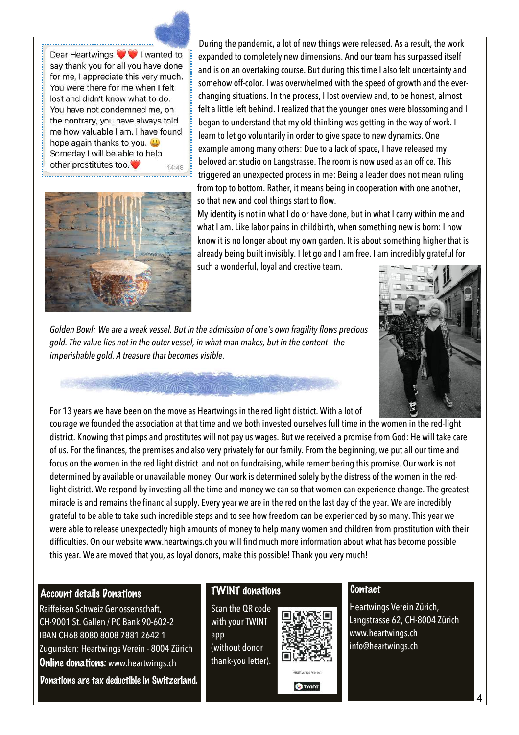Dear Heartwings ❤️❤️ I wanted to say thank you for all you have done for me, I appreciate this very much. You were there for me when I felt lost and didn't know what to do. You have not condemned me, on the contrary, you have always told me how valuable I am. I have found hope again thanks to you. 😃 Someday I will be able to help other prostitutes too. ❤️ 14:48

During the pandemic, a lot of new things were released. As a result, the work expanded to completely new dimensions. And our team has surpassed itself and is on an overtaking course. But during this time I also felt uncertainty and somehow off-color. I was overwhelmed with the speed of growth and the ever-changing situations. In the process, I lost overview and, to be honest, almost felt a little left behind. I realized that the younger ones were blossoming and I began to understand that my old thinking was getting in the way of work. I learn to let go voluntarily in order to give space to new dynamics. One example among many others: Due to a lack of space, I have released my beloved art studio on Langstrasse. The room is now used as an office. This triggered an unexpected process in me: Being a leader does not mean ruling from top to bottom. Rather, it means being in cooperation with one another, so that new and cool things start to flow.

My identity is not in what I do or have done, but in what I carry within me and what I am. Like labor pains in childbirth, when something new is born: I now know it is no longer about my own garden. It is about something higher that is already being built invisibly. I let go and I am free. I am incredibly grateful for such a wonderful, loyal and creative team.

*Golden Bowl: We are a weak vessel. But in the admission of one's own fragility flows precious gold. The value lies not in the outer vessel, in what man makes, but in the content - the imperishable gold. A treasure that becomes visible.*

For 13 years we have been on the move as Heartwings in the red light district. With a lot of courage we founded the association at that time and we both invested ourselves full time in the women in the red-light district. Knowing that pimps and prostitutes will not pay us wages. But we received a promise from God: He will take care of us. For the finances, the premises and also very privately for our family. From the beginning, we put all our time and focus on the women in the red light district and not on fundraising, while remembering this promise. Our work is not determined by available or unavailable money. Our work is determined solely by the distress of the women in the red-light district. We respond by investing all the time and money we can so that women can experience change. The greatest miracle is and remains the financial supply. Every year we are in the red on the last day of the year. We are incredibly grateful to be able to take such incredible steps and to see how freedom can be experienced by so many. This year we were able to release unexpectedly high amounts of money to help many women and children from prostitution with their difficulties. On our website www.heartwings.ch you will find much more information about what has become possible this year. We are moved that you, as loyal donors, make this possible! Thank you very much!

### Account details Donations

Raiffeisen Schweiz Genossenschaft,
CH-9001 St. Gallen / PC Bank 90-602-2
IBAN CH68 8080 8008 7881 2642 1
Zugunsten: Heartwings Verein - 8004 Zürich

**Online donations:** www.heartwings.ch

**Donations are tax deductible in Switzerland.**

### TWINT donations

Scan the QR code with your TWINT app (without donor thank-you letter).

Heartwings Verein

TWINT

### Contact

Heartwings Verein Zürich,
Langstrasse 62, CH-8004 Zürich
www.heartwings.ch
info@heartwings.ch